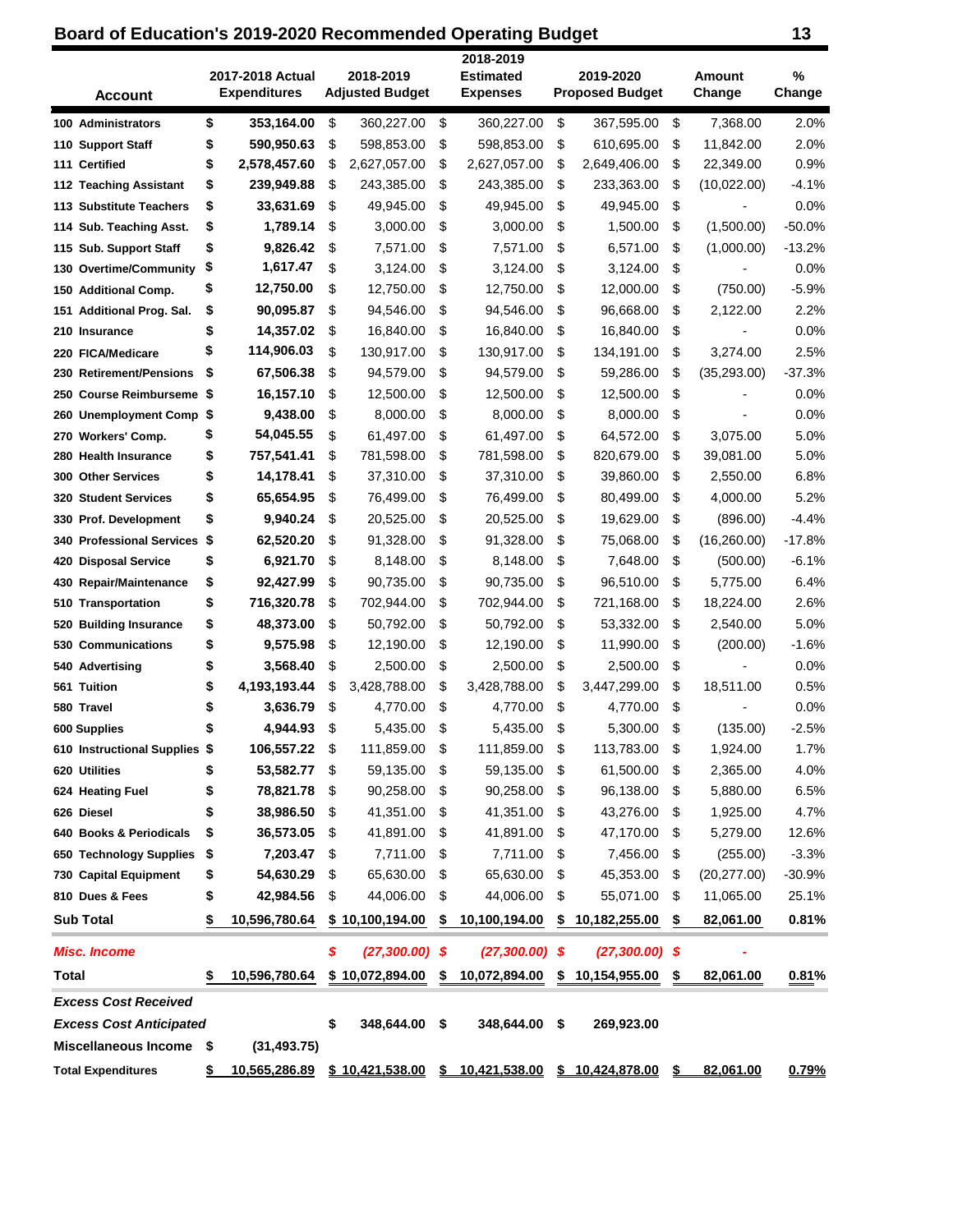# Board of Education's 2019-2020 Recommended Operating Budget

| Account | 2017-2018 Actual Expenditures | 2018-2019 Adjusted Budget | 2018-2019 Estimated Expenses | 2019-2020 Proposed Budget | Amount Change | % Change |
|---|---|---|---|---|---|---|
| 100 Administrators | $ 353,164.00 | $ 360,227.00 | $ 360,227.00 | $ 367,595.00 | $ 7,368.00 | 2.0% |
| 110 Support Staff | $ 590,950.63 | $ 598,853.00 | $ 598,853.00 | $ 610,695.00 | $ 11,842.00 | 2.0% |
| 111 Certified | $ 2,578,457.60 | $ 2,627,057.00 | $ 2,627,057.00 | $ 2,649,406.00 | $ 22,349.00 | 0.9% |
| 112 Teaching Assistant | $ 239,949.88 | $ 243,385.00 | $ 243,385.00 | $ 233,363.00 | $ (10,022.00) | -4.1% |
| 113 Substitute Teachers | $ 33,631.69 | $ 49,945.00 | $ 49,945.00 | $ 49,945.00 | $ - | 0.0% |
| 114 Sub. Teaching Asst. | $ 1,789.14 | $ 3,000.00 | $ 3,000.00 | $ 1,500.00 | $ (1,500.00) | -50.0% |
| 115 Sub. Support Staff | $ 9,826.42 | $ 7,571.00 | $ 7,571.00 | $ 6,571.00 | $ (1,000.00) | -13.2% |
| 130 Overtime/Community | $ 1,617.47 | $ 3,124.00 | $ 3,124.00 | $ 3,124.00 | $ - | 0.0% |
| 150 Additional Comp. | $ 12,750.00 | $ 12,750.00 | $ 12,750.00 | $ 12,000.00 | $ (750.00) | -5.9% |
| 151 Additional Prog. Sal. | $ 90,095.87 | $ 94,546.00 | $ 94,546.00 | $ 96,668.00 | $ 2,122.00 | 2.2% |
| 210 Insurance | $ 14,357.02 | $ 16,840.00 | $ 16,840.00 | $ 16,840.00 | $ - | 0.0% |
| 220 FICA/Medicare | $ 114,906.03 | $ 130,917.00 | $ 130,917.00 | $ 134,191.00 | $ 3,274.00 | 2.5% |
| 230 Retirement/Pensions | $ 67,506.38 | $ 94,579.00 | $ 94,579.00 | $ 59,286.00 | $ (35,293.00) | -37.3% |
| 250 Course Reimburseme | $ 16,157.10 | $ 12,500.00 | $ 12,500.00 | $ 12,500.00 | $ - | 0.0% |
| 260 Unemployment Comp | $ 9,438.00 | $ 8,000.00 | $ 8,000.00 | $ 8,000.00 | $ - | 0.0% |
| 270 Workers' Comp. | $ 54,045.55 | $ 61,497.00 | $ 61,497.00 | $ 64,572.00 | $ 3,075.00 | 5.0% |
| 280 Health Insurance | $ 757,541.41 | $ 781,598.00 | $ 781,598.00 | $ 820,679.00 | $ 39,081.00 | 5.0% |
| 300 Other Services | $ 14,178.41 | $ 37,310.00 | $ 37,310.00 | $ 39,860.00 | $ 2,550.00 | 6.8% |
| 320 Student Services | $ 65,654.95 | $ 76,499.00 | $ 76,499.00 | $ 80,499.00 | $ 4,000.00 | 5.2% |
| 330 Prof. Development | $ 9,940.24 | $ 20,525.00 | $ 20,525.00 | $ 19,629.00 | $ (896.00) | -4.4% |
| 340 Professional Services | $ 62,520.20 | $ 91,328.00 | $ 91,328.00 | $ 75,068.00 | $ (16,260.00) | -17.8% |
| 420 Disposal Service | $ 6,921.70 | $ 8,148.00 | $ 8,148.00 | $ 7,648.00 | $ (500.00) | -6.1% |
| 430 Repair/Maintenance | $ 92,427.99 | $ 90,735.00 | $ 90,735.00 | $ 96,510.00 | $ 5,775.00 | 6.4% |
| 510 Transportation | $ 716,320.78 | $ 702,944.00 | $ 702,944.00 | $ 721,168.00 | $ 18,224.00 | 2.6% |
| 520 Building Insurance | $ 48,373.00 | $ 50,792.00 | $ 50,792.00 | $ 53,332.00 | $ 2,540.00 | 5.0% |
| 530 Communications | $ 9,575.98 | $ 12,190.00 | $ 12,190.00 | $ 11,990.00 | $ (200.00) | -1.6% |
| 540 Advertising | $ 3,568.40 | $ 2,500.00 | $ 2,500.00 | $ 2,500.00 | $ - | 0.0% |
| 561 Tuition | $ 4,193,193.44 | $ 3,428,788.00 | $ 3,428,788.00 | $ 3,447,299.00 | $ 18,511.00 | 0.5% |
| 580 Travel | $ 3,636.79 | $ 4,770.00 | $ 4,770.00 | $ 4,770.00 | $ - | 0.0% |
| 600 Supplies | $ 4,944.93 | $ 5,435.00 | $ 5,435.00 | $ 5,300.00 | $ (135.00) | -2.5% |
| 610 Instructional Supplies | $ 106,557.22 | $ 111,859.00 | $ 111,859.00 | $ 113,783.00 | $ 1,924.00 | 1.7% |
| 620 Utilities | $ 53,582.77 | $ 59,135.00 | $ 59,135.00 | $ 61,500.00 | $ 2,365.00 | 4.0% |
| 624 Heating Fuel | $ 78,821.78 | $ 90,258.00 | $ 90,258.00 | $ 96,138.00 | $ 5,880.00 | 6.5% |
| 626 Diesel | $ 38,986.50 | $ 41,351.00 | $ 41,351.00 | $ 43,276.00 | $ 1,925.00 | 4.7% |
| 640 Books & Periodicals | $ 36,573.05 | $ 41,891.00 | $ 41,891.00 | $ 47,170.00 | $ 5,279.00 | 12.6% |
| 650 Technology Supplies | $ 7,203.47 | $ 7,711.00 | $ 7,711.00 | $ 7,456.00 | $ (255.00) | -3.3% |
| 730 Capital Equipment | $ 54,630.29 | $ 65,630.00 | $ 65,630.00 | $ 45,353.00 | $ (20,277.00) | -30.9% |
| 810 Dues & Fees | $ 42,984.56 | $ 44,006.00 | $ 44,006.00 | $ 55,071.00 | $ 11,065.00 | 25.1% |
| **Sub Total** | **$ 10,596,780.64** | **$ 10,100,194.00** | **$ 10,100,194.00** | **$ 10,182,255.00** | **$ 82,061.00** | **0.81%** |
| ***Misc. Income*** | | ***$ (27,300.00)*** | ***$ (27,300.00)*** | ***$ (27,300.00)*** | ***$ -*** | |
| **Total** | **$ 10,596,780.64** | **$ 10,072,894.00** | **$ 10,072,894.00** | **$ 10,154,955.00** | **$ 82,061.00** | **0.81%** |
| ***Excess Cost Received*** | | | | | | |
| ***Excess Cost Anticipated*** | | **$ 348,644.00** | **$ 348,644.00** | **$ 269,923.00** | | |
| **Miscellaneous Income** | **$ (31,493.75)** | | | | | |
| **Total Expenditures** | **$ 10,565,286.89** | **$ 10,421,538.00** | **$ 10,421,538.00** | **$ 10,424,878.00** | **$ 82,061.00** | **0.79%** |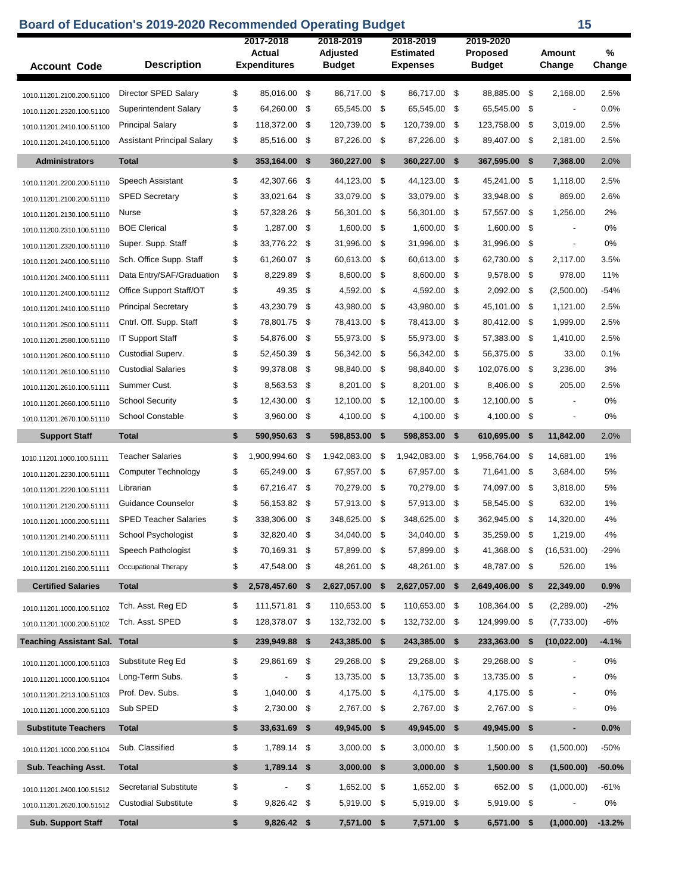# Board of Education's 2019-2020 Recommended Operating Budget

| Account Code | Description | 2017-2018 Actual Expenditures | 2018-2019 Adjusted Budget | 2018-2019 Estimated Expenses | 2019-2020 Proposed Budget | Amount Change | % Change |
|---|---|---|---|---|---|---|---|
| 1010.11201.2100.200.51100 | Director SPED Salary | $ 85,016.00 | $ 86,717.00 | $ 86,717.00 | $ 88,885.00 | $ 2,168.00 | 2.5% |
| 1010.11201.2320.100.51100 | Superintendent Salary | $ 64,260.00 | $ 65,545.00 | $ 65,545.00 | $ 65,545.00 | $ - | 0.0% |
| 1010.11201.2410.100.51100 | Principal Salary | $ 118,372.00 | $ 120,739.00 | $ 120,739.00 | $ 123,758.00 | $ 3,019.00 | 2.5% |
| 1010.11201.2410.100.51100 | Assistant Principal Salary | $ 85,516.00 | $ 87,226.00 | $ 87,226.00 | $ 89,407.00 | $ 2,181.00 | 2.5% |
| **Administrators** | **Total** | **$ 353,164.00** | **$ 360,227.00** | **$ 360,227.00** | **$ 367,595.00** | **$ 7,368.00** | 2.0% |
| 1010.11201.2200.200.51110 | Speech Assistant | $ 42,307.66 | $ 44,123.00 | $ 44,123.00 | $ 45,241.00 | $ 1,118.00 | 2.5% |
| 1010.11201.2100.200.51110 | SPED Secretary | $ 33,021.64 | $ 33,079.00 | $ 33,079.00 | $ 33,948.00 | $ 869.00 | 2.6% |
| 1010.11201.2130.100.51110 | Nurse | $ 57,328.26 | $ 56,301.00 | $ 56,301.00 | $ 57,557.00 | $ 1,256.00 | 2% |
| 1010.11200.2310.100.51110 | BOE Clerical | $ 1,287.00 | $ 1,600.00 | $ 1,600.00 | $ 1,600.00 | $ - | 0% |
| 1010.11201.2320.100.51110 | Super. Supp. Staff | $ 33,776.22 | $ 31,996.00 | $ 31,996.00 | $ 31,996.00 | $ - | 0% |
| 1010.11201.2400.100.51110 | Sch. Office Supp. Staff | $ 61,260.07 | $ 60,613.00 | $ 60,613.00 | $ 62,730.00 | $ 2,117.00 | 3.5% |
| 1010.11201.2400.100.51111 | Data Entry/SAF/Graduation | $ 8,229.89 | $ 8,600.00 | $ 8,600.00 | $ 9,578.00 | $ 978.00 | 11% |
| 1010.11201.2400.100.51112 | Office Support Staff/OT | $ 49.35 | $ 4,592.00 | $ 4,592.00 | $ 2,092.00 | $ (2,500.00) | -54% |
| 1010.11201.2410.100.51110 | Principal Secretary | $ 43,230.79 | $ 43,980.00 | $ 43,980.00 | $ 45,101.00 | $ 1,121.00 | 2.5% |
| 1010.11201.2500.100.51111 | Cntrl. Off. Supp. Staff | $ 78,801.75 | $ 78,413.00 | $ 78,413.00 | $ 80,412.00 | $ 1,999.00 | 2.5% |
| 1010.11201.2580.100.51110 | IT Support Staff | $ 54,876.00 | $ 55,973.00 | $ 55,973.00 | $ 57,383.00 | $ 1,410.00 | 2.5% |
| 1010.11201.2600.100.51110 | Custodial Superv. | $ 52,450.39 | $ 56,342.00 | $ 56,342.00 | $ 56,375.00 | $ 33.00 | 0.1% |
| 1010.11201.2610.100.51110 | Custodial Salaries | $ 99,378.08 | $ 98,840.00 | $ 98,840.00 | $ 102,076.00 | $ 3,236.00 | 3% |
| 1010.11201.2610.100.51111 | Summer Cust. | $ 8,563.53 | $ 8,201.00 | $ 8,201.00 | $ 8,406.00 | $ 205.00 | 2.5% |
| 1010.11201.2660.100.51110 | School Security | $ 12,430.00 | $ 12,100.00 | $ 12,100.00 | $ 12,100.00 | $ - | 0% |
| 1010.11201.2670.100.51110 | School Constable | $ 3,960.00 | $ 4,100.00 | $ 4,100.00 | $ 4,100.00 | $ - | 0% |
| **Support Staff** | **Total** | **$ 590,950.63** | **$ 598,853.00** | **$ 598,853.00** | **$ 610,695.00** | **$ 11,842.00** | 2.0% |
| 1010.11201.1000.100.51111 | Teacher Salaries | $ 1,900,994.60 | $ 1,942,083.00 | $ 1,942,083.00 | $ 1,956,764.00 | $ 14,681.00 | 1% |
| 1010.11201.2230.100.51111 | Computer Technology | $ 65,249.00 | $ 67,957.00 | $ 67,957.00 | $ 71,641.00 | $ 3,684.00 | 5% |
| 1010.11201.2220.100.51111 | Librarian | $ 67,216.47 | $ 70,279.00 | $ 70,279.00 | $ 74,097.00 | $ 3,818.00 | 5% |
| 1010.11201.2120.100.51111 | Guidance Counselor | $ 56,153.82 | $ 57,913.00 | $ 57,913.00 | $ 58,545.00 | $ 632.00 | 1% |
| 1010.11201.1000.200.51111 | SPED Teacher Salaries | $ 338,306.00 | $ 348,625.00 | $ 348,625.00 | $ 362,945.00 | $ 14,320.00 | 4% |
| 1010.11201.2140.200.51111 | School Psychologist | $ 32,820.40 | $ 34,040.00 | $ 34,040.00 | $ 35,259.00 | $ 1,219.00 | 4% |
| 1010.11201.2150.200.51111 | Speech Pathologist | $ 70,169.31 | $ 57,899.00 | $ 57,899.00 | $ 41,368.00 | $ (16,531.00) | -29% |
| 1010.11201.2160.200.51111 | Occupational Therapy | $ 47,548.00 | $ 48,261.00 | $ 48,261.00 | $ 48,787.00 | $ 526.00 | 1% |
| **Certified Salaries** | **Total** | **$ 2,578,457.60** | **$ 2,627,057.00** | **$ 2,627,057.00** | **$ 2,649,406.00** | **$ 22,349.00** | **0.9%** |
| 1010.11201.1000.100.51102 | Tch. Asst. Reg ED | $ 111,571.81 | $ 110,653.00 | $ 110,653.00 | $ 108,364.00 | $ (2,289.00) | -2% |
| 1010.11201.1000.200.51102 | Tch. Asst. SPED | $ 128,378.07 | $ 132,732.00 | $ 132,732.00 | $ 124,999.00 | $ (7,733.00) | -6% |
| **Teaching Assistant Sal.** | **Total** | **$ 239,949.88** | **$ 243,385.00** | **$ 243,385.00** | **$ 233,363.00** | **$ (10,022.00)** | **-4.1%** |
| 1010.11201.1000.100.51103 | Substitute Reg Ed | $ 29,861.69 | $ 29,268.00 | $ 29,268.00 | $ 29,268.00 | $ - | 0% |
| 1010.11201.1000.100.51104 | Long-Term Subs. | $ - | $ 13,735.00 | $ 13,735.00 | $ 13,735.00 | $ - | 0% |
| 1010.11201.2213.100.51103 | Prof. Dev. Subs. | $ 1,040.00 | $ 4,175.00 | $ 4,175.00 | $ 4,175.00 | $ - | 0% |
| 1010.11201.1000.200.51103 | Sub SPED | $ 2,730.00 | $ 2,767.00 | $ 2,767.00 | $ 2,767.00 | $ - | 0% |
| **Substitute Teachers** | **Total** | **$ 33,631.69** | **$ 49,945.00** | **$ 49,945.00** | **$ 49,945.00** | **$ -** | **0.0%** |
| 1010.11201.1000.200.51104 | Sub. Classified | $ 1,789.14 | $ 3,000.00 | $ 3,000.00 | $ 1,500.00 | $ (1,500.00) | -50% |
| **Sub. Teaching Asst.** | **Total** | **$ 1,789.14** | **$ 3,000.00** | **$ 3,000.00** | **$ 1,500.00** | **$ (1,500.00)** | **-50.0%** |
| 1010.11201.2400.100.51512 | Secretarial Substitute | $ - | $ 1,652.00 | $ 1,652.00 | $ 652.00 | $ (1,000.00) | -61% |
| 1010.11201.2620.100.51512 | Custodial Substitute | $ 9,826.42 | $ 5,919.00 | $ 5,919.00 | $ 5,919.00 | $ - | 0% |
| **Sub. Support Staff** | **Total** | **$ 9,826.42** | **$ 7,571.00** | **$ 7,571.00** | **$ 6,571.00** | **$ (1,000.00)** | **-13.2%** |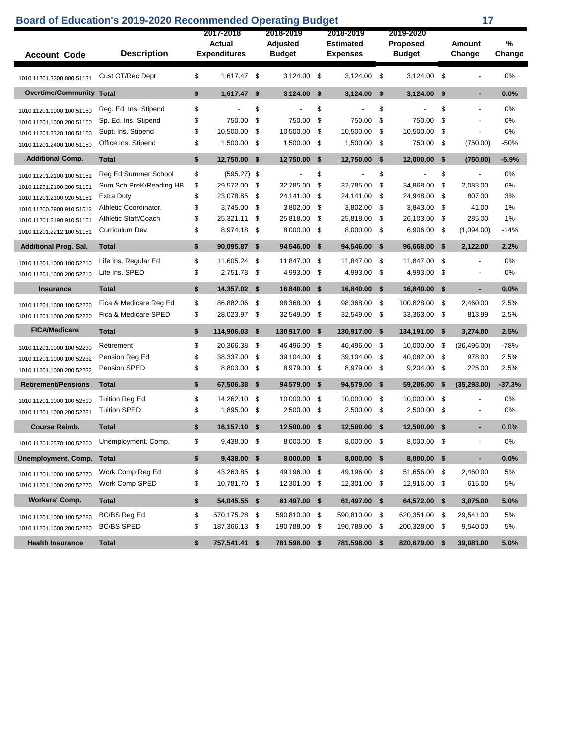# Board of Education's 2019-2020 Recommended Operating Budget

| Account Code | Description | 2017-2018 Actual Expenditures | 2018-2019 Adjusted Budget | 2018-2019 Estimated Expenses | 2019-2020 Proposed Budget | Amount Change | % Change |
|---|---|---|---|---|---|---|---|
| 1010.11201.3300.800.51131 | Cust OT/Rec Dept | $ 1,617.47 | $ 3,124.00 | $ 3,124.00 | $ 3,124.00 | $ - | 0% |
| **Overtime/Community** | **Total** | **$ 1,617.47** | **$ 3,124.00** | **$ 3,124.00** | **$ 3,124.00** | **$ -** | **0.0%** |
| 1010.11201.1000.100.51150 | Reg. Ed. Ins. Stipend | $ - | $ - | $ - | $ - | $ - | 0% |
| 1010.11201.1000.200.51150 | Sp. Ed. Ins. Stipend | $ 750.00 | $ 750.00 | $ 750.00 | $ 750.00 | $ - | 0% |
| 1010.11201.2320.100.51150 | Supt. Ins. Stipend | $ 10,500.00 | $ 10,500.00 | $ 10,500.00 | $ 10,500.00 | $ - | 0% |
| 1010.11201.2400.100.51150 | Office Ins. Stipend | $ 1,500.00 | $ 1,500.00 | $ 1,500.00 | $ 750.00 | $ (750.00) | -50% |
| **Additional Comp.** | **Total** | **$ 12,750.00** | **$ 12,750.00** | **$ 12,750.00** | **$ 12,000.00** | **$ (750.00)** | **-5.9%** |
| 1010.11201.2100.100.51151 | Reg Ed Summer School | $ (595.27) | $ - | $ - | $ - | $ - | 0% |
| 1010.11201.2100.200.51151 | Sum Sch PreK/Reading HB | $ 29,572.00 | $ 32,785.00 | $ 32,785.00 | $ 34,868.00 | $ 2,083.00 | 6% |
| 1010.11201.2100.920.51151 | Extra Duty | $ 23,078.85 | $ 24,141.00 | $ 24,141.00 | $ 24,948.00 | $ 807.00 | 3% |
| 1010.11200.2900.910.51512 | Athletic Coordinator. | $ 3,745.00 | $ 3,802.00 | $ 3,802.00 | $ 3,843.00 | $ 41.00 | 1% |
| 1010.11201.2190.910.51151 | Athletic Staff/Coach | $ 25,321.11 | $ 25,818.00 | $ 25,818.00 | $ 26,103.00 | $ 285.00 | 1% |
| 1010.11201.2212.100.51151 | Curriculum Dev. | $ 8,974.18 | $ 8,000.00 | $ 8,000.00 | $ 6,906.00 | $ (1,094.00) | -14% |
| **Additional Prog. Sal.** | **Total** | **$ 90,095.87** | **$ 94,546.00** | **$ 94,546.00** | **$ 96,668.00** | **$ 2,122.00** | **2.2%** |
| 1010.11201.1000.100.52210 | Life Ins. Regular Ed | $ 11,605.24 | $ 11,847.00 | $ 11,847.00 | $ 11,847.00 | $ - | 0% |
| 1010.11201.1000.200.52210 | Life Ins. SPED | $ 2,751.78 | $ 4,993.00 | $ 4,993.00 | $ 4,993.00 | $ - | 0% |
| **Insurance** | **Total** | **$ 14,357.02** | **$ 16,840.00** | **$ 16,840.00** | **$ 16,840.00** | **$ -** | **0.0%** |
| 1010.11201.1000.100.52220 | Fica & Medicare Reg Ed | $ 86,882.06 | $ 98,368.00 | $ 98,368.00 | $ 100,828.00 | $ 2,460.00 | 2.5% |
| 1010.11201.1000.200.52220 | Fica & Medicare SPED | $ 28,023.97 | $ 32,549.00 | $ 32,549.00 | $ 33,363.00 | $ 813.99 | 2.5% |
| **FICA/Medicare** | **Total** | **$ 114,906.03** | **$ 130,917.00** | **$ 130,917.00** | **$ 134,191.00** | **$ 3,274.00** | **2.5%** |
| 1010.11201.1000.100.52230 | Retirement | $ 20,366.38 | $ 46,496.00 | $ 46,496.00 | $ 10,000.00 | $ (36,496.00) | -78% |
| 1010.11201.1000.100.52232 | Pension Reg Ed | $ 38,337.00 | $ 39,104.00 | $ 39,104.00 | $ 40,082.00 | $ 978.00 | 2.5% |
| 1010.11201.1000.200.52232 | Pension SPED | $ 8,803.00 | $ 8,979.00 | $ 8,979.00 | $ 9,204.00 | $ 225.00 | 2.5% |
| **Retirement/Pensions** | **Total** | **$ 67,506.38** | **$ 94,579.00** | **$ 94,579.00** | **$ 59,286.00** | **$ (35,293.00)** | **-37.3%** |
| 1010.11201.1000.100.52510 | Tuition Reg Ed | $ 14,262.10 | $ 10,000.00 | $ 10,000.00 | $ 10,000.00 | $ - | 0% |
| 1010.11201.1000.200.52281 | Tuition SPED | $ 1,895.00 | $ 2,500.00 | $ 2,500.00 | $ 2,500.00 | $ - | 0% |
| **Course Reimb.** | **Total** | **$ 16,157.10** | **$ 12,500.00** | **$ 12,500.00** | **$ 12,500.00** | **$ -** | 0.0% |
| 1010.11201.2570.100.52260 | Unemployment. Comp. | $ 9,438.00 | $ 8,000.00 | $ 8,000.00 | $ 8,000.00 | $ - | 0% |
| **Unemployment. Comp.** | **Total** | **$ 9,438.00** | **$ 8,000.00** | **$ 8,000.00** | **$ 8,000.00** | **$ -** | **0.0%** |
| 1010.11201.1000.100.52270 | Work Comp Reg Ed | $ 43,263.85 | $ 49,196.00 | $ 49,196.00 | $ 51,656.00 | $ 2,460.00 | 5% |
| 1010.11201.1000.200.52270 | Work Comp SPED | $ 10,781.70 | $ 12,301.00 | $ 12,301.00 | $ 12,916.00 | $ 615.00 | 5% |
| **Workers' Comp.** | **Total** | **$ 54,045.55** | **$ 61,497.00** | **$ 61,497.00** | **$ 64,572.00** | **$ 3,075.00** | **5.0%** |
| 1010.11201.1000.100.52280 | BC/BS Reg Ed | $ 570,175.28 | $ 590,810.00 | $ 590,810.00 | $ 620,351.00 | $ 29,541.00 | 5% |
| 1010.11201.1000.200.52280 | BC/BS SPED | $ 187,366.13 | $ 190,788.00 | $ 190,788.00 | $ 200,328.00 | $ 9,540.00 | 5% |
| **Health Insurance** | **Total** | **$ 757,541.41** | **$ 781,598.00** | **$ 781,598.00** | **$ 820,679.00** | **$ 39,081.00** | **5.0%** |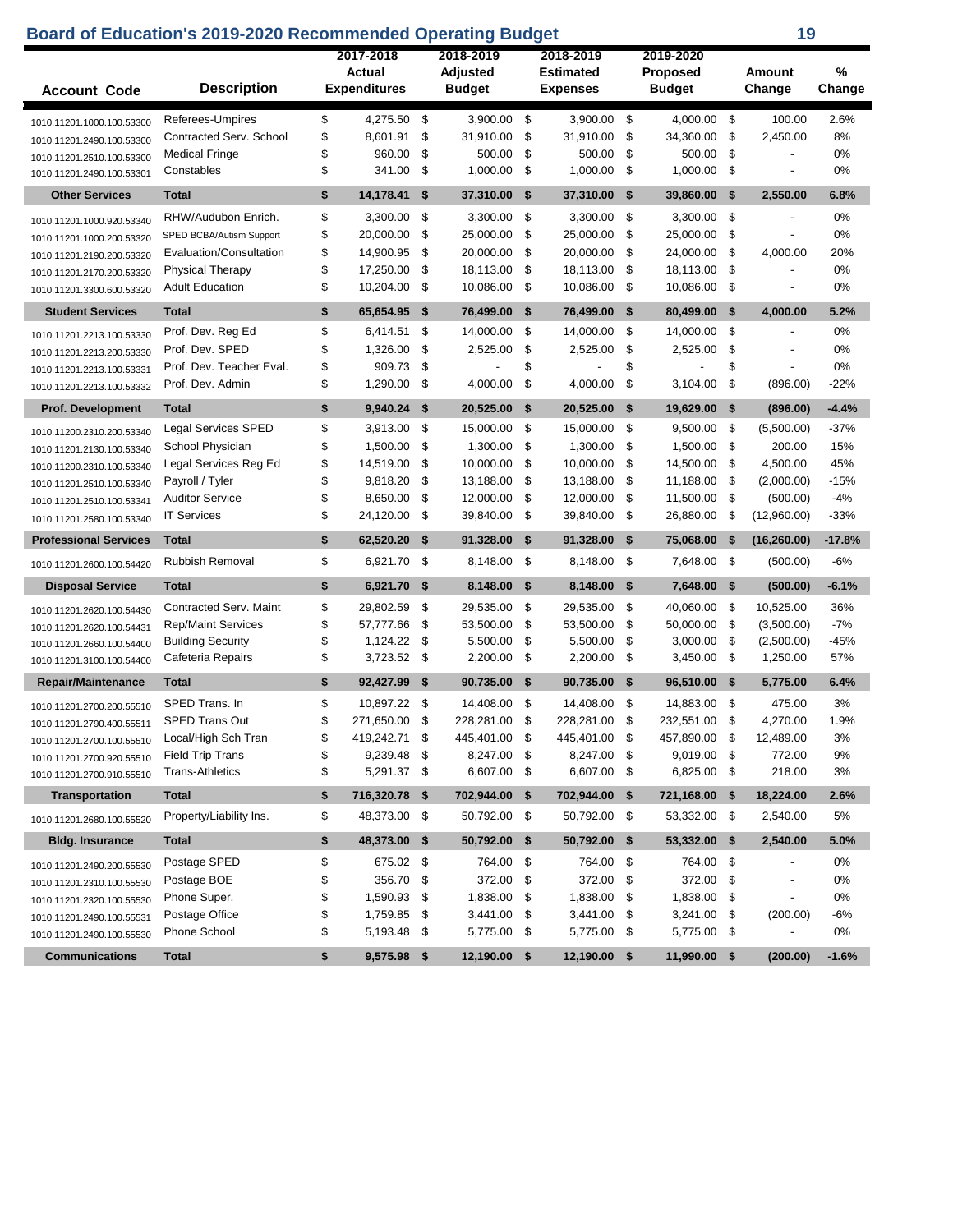# Board of Education's 2019-2020 Recommended Operating Budget

| Account Code | Description | 2017-2018 Actual Expenditures | 2018-2019 Adjusted Budget | 2018-2019 Estimated Expenses | 2019-2020 Proposed Budget | Amount Change | % Change |
|---|---|---|---|---|---|---|---|
| 1010.11201.1000.100.53300 | Referees-Umpires | $ 4,275.50 | $ 3,900.00 | $ 3,900.00 | $ 4,000.00 | $ 100.00 | 2.6% |
| 1010.11201.2490.100.53300 | Contracted Serv. School | $ 8,601.91 | $ 31,910.00 | $ 31,910.00 | $ 34,360.00 | $ 2,450.00 | 8% |
| 1010.11201.2510.100.53300 | Medical Fringe | $ 960.00 | $ 500.00 | $ 500.00 | $ 500.00 | $ - | 0% |
| 1010.11201.2490.100.53301 | Constables | $ 341.00 | $ 1,000.00 | $ 1,000.00 | $ 1,000.00 | $ - | 0% |
| **Other Services** | **Total** | **$ 14,178.41** | **$ 37,310.00** | **$ 37,310.00** | **$ 39,860.00** | **$ 2,550.00** | **6.8%** |
| 1010.11201.1000.920.53340 | RHW/Audubon Enrich. | $ 3,300.00 | $ 3,300.00 | $ 3,300.00 | $ 3,300.00 | $ - | 0% |
| 1010.11201.1000.200.53320 | SPED BCBA/Autism Support | $ 20,000.00 | $ 25,000.00 | $ 25,000.00 | $ 25,000.00 | $ - | 0% |
| 1010.11201.2190.200.53320 | Evaluation/Consultation | $ 14,900.95 | $ 20,000.00 | $ 20,000.00 | $ 24,000.00 | $ 4,000.00 | 20% |
| 1010.11201.2170.200.53320 | Physical Therapy | $ 17,250.00 | $ 18,113.00 | $ 18,113.00 | $ 18,113.00 | $ - | 0% |
| 1010.11201.3300.600.53320 | Adult Education | $ 10,204.00 | $ 10,086.00 | $ 10,086.00 | $ 10,086.00 | $ - | 0% |
| **Student Services** | **Total** | **$ 65,654.95** | **$ 76,499.00** | **$ 76,499.00** | **$ 80,499.00** | **$ 4,000.00** | **5.2%** |
| 1010.11201.2213.100.53330 | Prof. Dev. Reg Ed | $ 6,414.51 | $ 14,000.00 | $ 14,000.00 | $ 14,000.00 | $ - | 0% |
| 1010.11201.2213.200.53330 | Prof. Dev. SPED | $ 1,326.00 | $ 2,525.00 | $ 2,525.00 | $ 2,525.00 | $ - | 0% |
| 1010.11201.2213.100.53331 | Prof. Dev. Teacher Eval. | $ 909.73 | $ - | $ - | $ - | $ - | 0% |
| 1010.11201.2213.100.53332 | Prof. Dev. Admin | $ 1,290.00 | $ 4,000.00 | $ 4,000.00 | $ 3,104.00 | $ (896.00) | -22% |
| **Prof. Development** | **Total** | **$ 9,940.24** | **$ 20,525.00** | **$ 20,525.00** | **$ 19,629.00** | **$ (896.00)** | **-4.4%** |
| 1010.11200.2310.200.53340 | Legal Services SPED | $ 3,913.00 | $ 15,000.00 | $ 15,000.00 | $ 9,500.00 | $ (5,500.00) | -37% |
| 1010.11201.2130.100.53340 | School Physician | $ 1,500.00 | $ 1,300.00 | $ 1,300.00 | $ 1,500.00 | $ 200.00 | 15% |
| 1010.11200.2310.100.53340 | Legal Services Reg Ed | $ 14,519.00 | $ 10,000.00 | $ 10,000.00 | $ 14,500.00 | $ 4,500.00 | 45% |
| 1010.11201.2510.100.53340 | Payroll / Tyler | $ 9,818.20 | $ 13,188.00 | $ 13,188.00 | $ 11,188.00 | $ (2,000.00) | -15% |
| 1010.11201.2510.100.53341 | Auditor Service | $ 8,650.00 | $ 12,000.00 | $ 12,000.00 | $ 11,500.00 | $ (500.00) | -4% |
| 1010.11201.2580.100.53340 | IT Services | $ 24,120.00 | $ 39,840.00 | $ 39,840.00 | $ 26,880.00 | $ (12,960.00) | -33% |
| **Professional Services** | **Total** | **$ 62,520.20** | **$ 91,328.00** | **$ 91,328.00** | **$ 75,068.00** | **$ (16,260.00)** | **-17.8%** |
| 1010.11201.2600.100.54420 | Rubbish Removal | $ 6,921.70 | $ 8,148.00 | $ 8,148.00 | $ 7,648.00 | $ (500.00) | -6% |
| **Disposal Service** | **Total** | **$ 6,921.70** | **$ 8,148.00** | **$ 8,148.00** | **$ 7,648.00** | **$ (500.00)** | **-6.1%** |
| 1010.11201.2620.100.54430 | Contracted Serv. Maint | $ 29,802.59 | $ 29,535.00 | $ 29,535.00 | $ 40,060.00 | $ 10,525.00 | 36% |
| 1010.11201.2620.100.54431 | Rep/Maint Services | $ 57,777.66 | $ 53,500.00 | $ 53,500.00 | $ 50,000.00 | $ (3,500.00) | -7% |
| 1010.11201.2660.100.54400 | Building Security | $ 1,124.22 | $ 5,500.00 | $ 5,500.00 | $ 3,000.00 | $ (2,500.00) | -45% |
| 1010.11201.3100.100.54400 | Cafeteria Repairs | $ 3,723.52 | $ 2,200.00 | $ 2,200.00 | $ 3,450.00 | $ 1,250.00 | 57% |
| **Repair/Maintenance** | **Total** | **$ 92,427.99** | **$ 90,735.00** | **$ 90,735.00** | **$ 96,510.00** | **$ 5,775.00** | **6.4%** |
| 1010.11201.2700.200.55510 | SPED Trans. In | $ 10,897.22 | $ 14,408.00 | $ 14,408.00 | $ 14,883.00 | $ 475.00 | 3% |
| 1010.11201.2790.400.55511 | SPED Trans Out | $ 271,650.00 | $ 228,281.00 | $ 228,281.00 | $ 232,551.00 | $ 4,270.00 | 1.9% |
| 1010.11201.2700.100.55510 | Local/High Sch Tran | $ 419,242.71 | $ 445,401.00 | $ 445,401.00 | $ 457,890.00 | $ 12,489.00 | 3% |
| 1010.11201.2700.920.55510 | Field Trip Trans | $ 9,239.48 | $ 8,247.00 | $ 8,247.00 | $ 9,019.00 | $ 772.00 | 9% |
| 1010.11201.2700.910.55510 | Trans-Athletics | $ 5,291.37 | $ 6,607.00 | $ 6,607.00 | $ 6,825.00 | $ 218.00 | 3% |
| **Transportation** | **Total** | **$ 716,320.78** | **$ 702,944.00** | **$ 702,944.00** | **$ 721,168.00** | **$ 18,224.00** | **2.6%** |
| 1010.11201.2680.100.55520 | Property/Liability Ins. | $ 48,373.00 | $ 50,792.00 | $ 50,792.00 | $ 53,332.00 | $ 2,540.00 | 5% |
| **Bldg. Insurance** | **Total** | **$ 48,373.00** | **$ 50,792.00** | **$ 50,792.00** | **$ 53,332.00** | **$ 2,540.00** | **5.0%** |
| 1010.11201.2490.200.55530 | Postage SPED | $ 675.02 | $ 764.00 | $ 764.00 | $ 764.00 | $ - | 0% |
| 1010.11201.2310.100.55530 | Postage BOE | $ 356.70 | $ 372.00 | $ 372.00 | $ 372.00 | $ - | 0% |
| 1010.11201.2320.100.55530 | Phone Super. | $ 1,590.93 | $ 1,838.00 | $ 1,838.00 | $ 1,838.00 | $ - | 0% |
| 1010.11201.2490.100.55531 | Postage Office | $ 1,759.85 | $ 3,441.00 | $ 3,441.00 | $ 3,241.00 | $ (200.00) | -6% |
| 1010.11201.2490.100.55530 | Phone School | $ 5,193.48 | $ 5,775.00 | $ 5,775.00 | $ 5,775.00 | $ - | 0% |
| **Communications** | **Total** | **$ 9,575.98** | **$ 12,190.00** | **$ 12,190.00** | **$ 11,990.00** | **$ (200.00)** | **-1.6%** |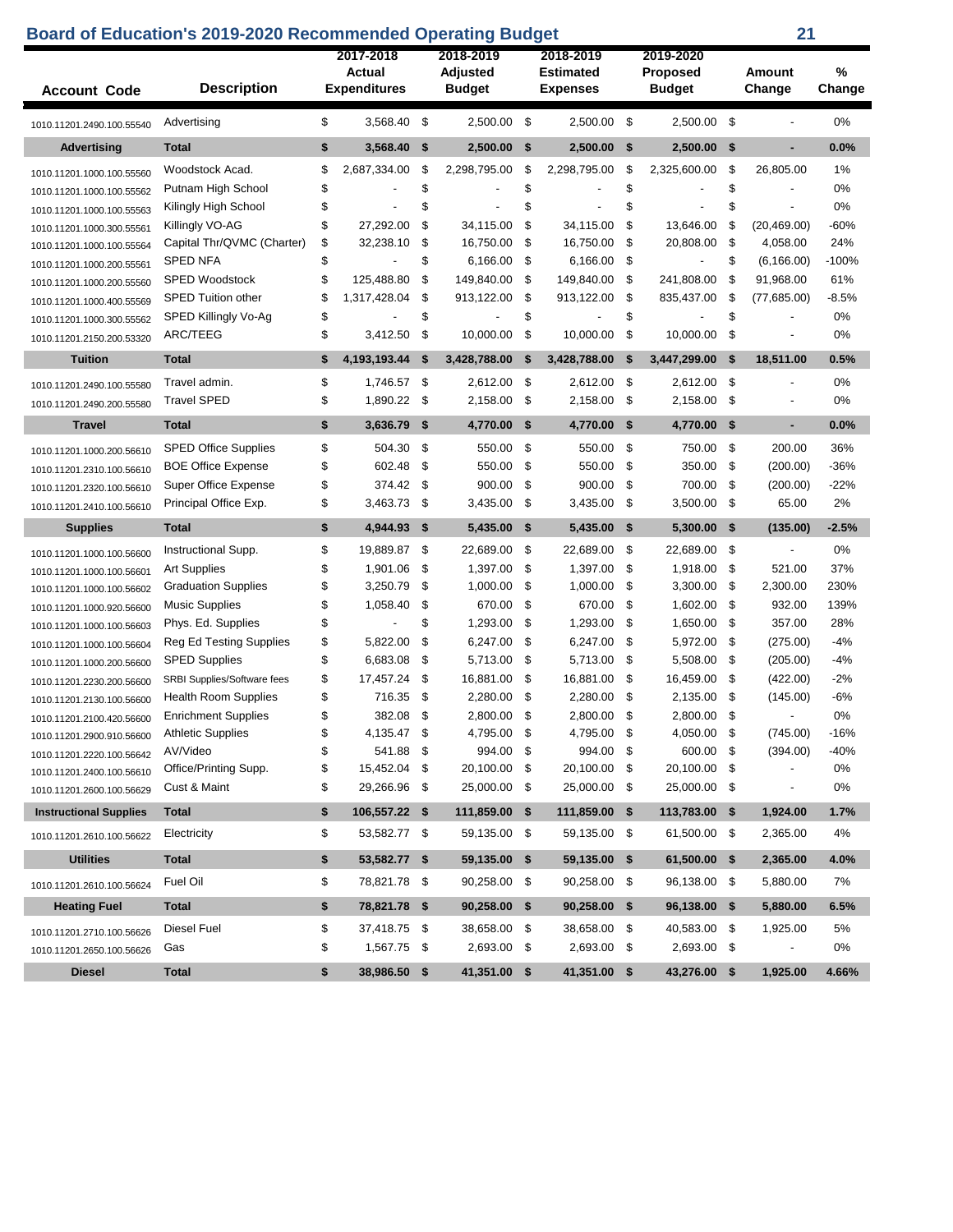# Board of Education's 2019-2020 Recommended Operating Budget

| Account Code | Description | 2017-2018 Actual Expenditures | 2018-2019 Adjusted Budget | 2018-2019 Estimated Expenses | 2019-2020 Proposed Budget | Amount Change | % Change |
|---|---|---|---|---|---|---|---|
| 1010.11201.2490.100.55540 | Advertising | $ 3,568.40 | $ 2,500.00 | $ 2,500.00 | $ 2,500.00 | $ - | 0% |
| **Advertising** | **Total** | **$ 3,568.40** | **$ 2,500.00** | **$ 2,500.00** | **$ 2,500.00** | **$ -** | **0.0%** |
| 1010.11201.1000.100.55560 | Woodstock Acad. | $ 2,687,334.00 | $ 2,298,795.00 | $ 2,298,795.00 | $ 2,325,600.00 | $ 26,805.00 | 1% |
| 1010.11201.1000.100.55562 | Putnam High School | $ - | $ - | $ - | $ - | $ - | 0% |
| 1010.11201.1000.100.55563 | Kilingly High School | $ - | $ - | $ - | $ - | $ - | 0% |
| 1010.11201.1000.300.55561 | Killingly VO-AG | $ 27,292.00 | $ 34,115.00 | $ 34,115.00 | $ 13,646.00 | $ (20,469.00) | -60% |
| 1010.11201.1000.100.55564 | Capital Thr/QVMC (Charter) | $ 32,238.10 | $ 16,750.00 | $ 16,750.00 | $ 20,808.00 | $ 4,058.00 | 24% |
| 1010.11201.1000.200.55561 | SPED NFA | $ - | $ 6,166.00 | $ 6,166.00 | $ - | $ (6,166.00) | -100% |
| 1010.11201.1000.200.55560 | SPED Woodstock | $ 125,488.80 | $ 149,840.00 | $ 149,840.00 | $ 241,808.00 | $ 91,968.00 | 61% |
| 1010.11201.1000.400.55569 | SPED Tuition other | $ 1,317,428.04 | $ 913,122.00 | $ 913,122.00 | $ 835,437.00 | $ (77,685.00) | -8.5% |
| 1010.11201.1000.300.55562 | SPED Killingly Vo-Ag | $ - | $ - | $ - | $ - | $ - | 0% |
| 1010.11201.2150.200.53320 | ARC/TEEG | $ 3,412.50 | $ 10,000.00 | $ 10,000.00 | $ 10,000.00 | $ - | 0% |
| **Tuition** | **Total** | **$ 4,193,193.44** | **$ 3,428,788.00** | **$ 3,428,788.00** | **$ 3,447,299.00** | **$ 18,511.00** | **0.5%** |
| 1010.11201.2490.100.55580 | Travel admin. | $ 1,746.57 | $ 2,612.00 | $ 2,612.00 | $ 2,612.00 | $ - | 0% |
| 1010.11201.2490.200.55580 | Travel SPED | $ 1,890.22 | $ 2,158.00 | $ 2,158.00 | $ 2,158.00 | $ - | 0% |
| **Travel** | **Total** | **$ 3,636.79** | **$ 4,770.00** | **$ 4,770.00** | **$ 4,770.00** | **$ -** | **0.0%** |
| 1010.11201.1000.200.56610 | SPED Office Supplies | $ 504.30 | $ 550.00 | $ 550.00 | $ 750.00 | $ 200.00 | 36% |
| 1010.11201.2310.100.56610 | BOE Office Expense | $ 602.48 | $ 550.00 | $ 550.00 | $ 350.00 | $ (200.00) | -36% |
| 1010.11201.2320.100.56610 | Super Office Expense | $ 374.42 | $ 900.00 | $ 900.00 | $ 700.00 | $ (200.00) | -22% |
| 1010.11201.2410.100.56610 | Principal Office Exp. | $ 3,463.73 | $ 3,435.00 | $ 3,435.00 | $ 3,500.00 | $ 65.00 | 2% |
| **Supplies** | **Total** | **$ 4,944.93** | **$ 5,435.00** | **$ 5,435.00** | **$ 5,300.00** | **$ (135.00)** | **-2.5%** |
| 1010.11201.1000.100.56600 | Instructional Supp. | $ 19,889.87 | $ 22,689.00 | $ 22,689.00 | $ 22,689.00 | $ - | 0% |
| 1010.11201.1000.100.56601 | Art Supplies | $ 1,901.06 | $ 1,397.00 | $ 1,397.00 | $ 1,918.00 | $ 521.00 | 37% |
| 1010.11201.1000.100.56602 | Graduation Supplies | $ 3,250.79 | $ 1,000.00 | $ 1,000.00 | $ 3,300.00 | $ 2,300.00 | 230% |
| 1010.11201.1000.920.56600 | Music Supplies | $ 1,058.40 | $ 670.00 | $ 670.00 | $ 1,602.00 | $ 932.00 | 139% |
| 1010.11201.1000.100.56603 | Phys. Ed. Supplies | $ - | $ 1,293.00 | $ 1,293.00 | $ 1,650.00 | $ 357.00 | 28% |
| 1010.11201.1000.100.56604 | Reg Ed Testing Supplies | $ 5,822.00 | $ 6,247.00 | $ 6,247.00 | $ 5,972.00 | $ (275.00) | -4% |
| 1010.11201.1000.200.56600 | SPED Supplies | $ 6,683.08 | $ 5,713.00 | $ 5,713.00 | $ 5,508.00 | $ (205.00) | -4% |
| 1010.11201.2230.200.56600 | SRBI Supplies/Software fees | $ 17,457.24 | $ 16,881.00 | $ 16,881.00 | $ 16,459.00 | $ (422.00) | -2% |
| 1010.11201.2130.100.56600 | Health Room Supplies | $ 716.35 | $ 2,280.00 | $ 2,280.00 | $ 2,135.00 | $ (145.00) | -6% |
| 1010.11201.2100.420.56600 | Enrichment Supplies | $ 382.08 | $ 2,800.00 | $ 2,800.00 | $ 2,800.00 | $ - | 0% |
| 1010.11201.2900.910.56600 | Athletic Supplies | $ 4,135.47 | $ 4,795.00 | $ 4,795.00 | $ 4,050.00 | $ (745.00) | -16% |
| 1010.11201.2220.100.56642 | AV/Video | $ 541.88 | $ 994.00 | $ 994.00 | $ 600.00 | $ (394.00) | -40% |
| 1010.11201.2400.100.56610 | Office/Printing Supp. | $ 15,452.04 | $ 20,100.00 | $ 20,100.00 | $ 20,100.00 | $ - | 0% |
| 1010.11201.2600.100.56629 | Cust & Maint | $ 29,266.96 | $ 25,000.00 | $ 25,000.00 | $ 25,000.00 | $ - | 0% |
| **Instructional Supplies** | **Total** | **$ 106,557.22** | **$ 111,859.00** | **$ 111,859.00** | **$ 113,783.00** | **$ 1,924.00** | **1.7%** |
| 1010.11201.2610.100.56622 | Electricity | $ 53,582.77 | $ 59,135.00 | $ 59,135.00 | $ 61,500.00 | $ 2,365.00 | 4% |
| **Utilities** | **Total** | **$ 53,582.77** | **$ 59,135.00** | **$ 59,135.00** | **$ 61,500.00** | **$ 2,365.00** | **4.0%** |
| 1010.11201.2610.100.56624 | Fuel Oil | $ 78,821.78 | $ 90,258.00 | $ 90,258.00 | $ 96,138.00 | $ 5,880.00 | 7% |
| **Heating Fuel** | **Total** | **$ 78,821.78** | **$ 90,258.00** | **$ 90,258.00** | **$ 96,138.00** | **$ 5,880.00** | **6.5%** |
| 1010.11201.2710.100.56626 | Diesel Fuel | $ 37,418.75 | $ 38,658.00 | $ 38,658.00 | $ 40,583.00 | $ 1,925.00 | 5% |
| 1010.11201.2650.100.56626 | Gas | $ 1,567.75 | $ 2,693.00 | $ 2,693.00 | $ 2,693.00 | $ - | 0% |
| **Diesel** | **Total** | **$ 38,986.50** | **$ 41,351.00** | **$ 41,351.00** | **$ 43,276.00** | **$ 1,925.00** | **4.66%** |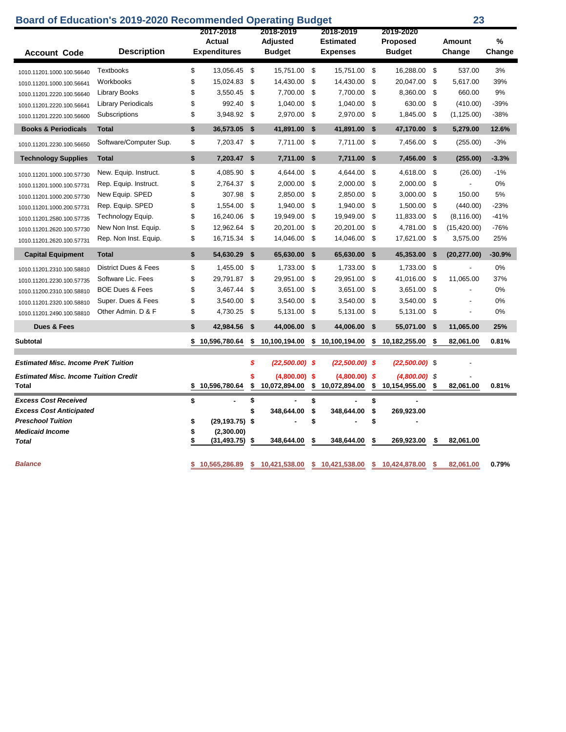# Board of Education's 2019-2020 Recommended Operating Budget

| Account Code | Description | 2017-2018 Actual Expenditures | 2018-2019 Adjusted Budget | 2018-2019 Estimated Expenses | 2019-2020 Proposed Budget | Amount Change | % Change |
|---|---|---|---|---|---|---|---|
| 1010.11201.1000.100.56640 | Textbooks | $ 13,056.45 | $ 15,751.00 | $ 15,751.00 | $ 16,288.00 | $ 537.00 | 3% |
| 1010.11201.1000.100.56641 | Workbooks | $ 15,024.83 | $ 14,430.00 | $ 14,430.00 | $ 20,047.00 | $ 5,617.00 | 39% |
| 1010.11201.2220.100.56640 | Library Books | $ 3,550.45 | $ 7,700.00 | $ 7,700.00 | $ 8,360.00 | $ 660.00 | 9% |
| 1010.11201.2220.100.56641 | Library Periodicals | $ 992.40 | $ 1,040.00 | $ 1,040.00 | $ 630.00 | $ (410.00) | -39% |
| 1010.11201.2220.100.56600 | Subscriptions | $ 3,948.92 | $ 2,970.00 | $ 2,970.00 | $ 1,845.00 | $ (1,125.00) | -38% |
| **Books & Periodicals** | **Total** | **$ 36,573.05** | **$ 41,891.00** | **$ 41,891.00** | **$ 47,170.00** | **$ 5,279.00** | **12.6%** |
| 1010.11201.2230.100.56650 | Software/Computer Sup. | $ 7,203.47 | $ 7,711.00 | $ 7,711.00 | $ 7,456.00 | $ (255.00) | -3% |
| **Technology Supplies** | **Total** | **$ 7,203.47** | **$ 7,711.00** | **$ 7,711.00** | **$ 7,456.00** | **$ (255.00)** | **-3.3%** |
| 1010.11201.1000.100.57730 | New. Equip. Instruct. | $ 4,085.90 | $ 4,644.00 | $ 4,644.00 | $ 4,618.00 | $ (26.00) | -1% |
| 1010.11201.1000.100.57731 | Rep. Equip. Instruct. | $ 2,764.37 | $ 2,000.00 | $ 2,000.00 | $ 2,000.00 | $ - | 0% |
| 1010.11201.1000.200.57730 | New Equip. SPED | $ 307.98 | $ 2,850.00 | $ 2,850.00 | $ 3,000.00 | $ 150.00 | 5% |
| 1010.11201.1000.200.57731 | Rep. Equip. SPED | $ 1,554.00 | $ 1,940.00 | $ 1,940.00 | $ 1,500.00 | $ (440.00) | -23% |
| 1010.11201.2580.100.57735 | Technology Equip. | $ 16,240.06 | $ 19,949.00 | $ 19,949.00 | $ 11,833.00 | $ (8,116.00) | -41% |
| 1010.11201.2620.100.57730 | New Non Inst. Equip. | $ 12,962.64 | $ 20,201.00 | $ 20,201.00 | $ 4,781.00 | $ (15,420.00) | -76% |
| 1010.11201.2620.100.57731 | Rep. Non Inst. Equip. | $ 16,715.34 | $ 14,046.00 | $ 14,046.00 | $ 17,621.00 | $ 3,575.00 | 25% |
| **Capital Equipment** | **Total** | **$ 54,630.29** | **$ 65,630.00** | **$ 65,630.00** | **$ 45,353.00** | **$ (20,277.00)** | **-30.9%** |
| 1010.11201.2310.100.58810 | District Dues & Fees | $ 1,455.00 | $ 1,733.00 | $ 1,733.00 | $ 1,733.00 | $ - | 0% |
| 1010.11201.2230.100.57735 | Software Lic. Fees | $ 29,791.87 | $ 29,951.00 | $ 29,951.00 | $ 41,016.00 | $ 11,065.00 | 37% |
| 1010.11200.2310.100.58810 | BOE Dues & Fees | $ 3,467.44 | $ 3,651.00 | $ 3,651.00 | $ 3,651.00 | $ - | 0% |
| 1010.11201.2320.100.58810 | Super. Dues & Fees | $ 3,540.00 | $ 3,540.00 | $ 3,540.00 | $ 3,540.00 | $ - | 0% |
| 1010.11201.2490.100.58810 | Other Admin. D & F | $ 4,730.25 | $ 5,131.00 | $ 5,131.00 | $ 5,131.00 | $ - | 0% |
| **Dues & Fees** | | **$ 42,984.56** | **$ 44,006.00** | **$ 44,006.00** | **$ 55,071.00** | **$ 11,065.00** | **25%** |
| **Subtotal** | | **$ 10,596,780.64** | **$ 10,100,194.00** | **$ 10,100,194.00** | **$ 10,182,255.00** | **$ 82,061.00** | **0.81%** |
| ***Estimated Misc. Income PreK Tuition*** | | | ***$ (22,500.00)*** | ***$ (22,500.00)*** | ***$ (22,500.00)*** | $ - | |
| ***Estimated Misc. Income Tuition Credit*** | | | ***$ (4,800.00)*** | ***$ (4,800.00)*** | ***$ (4,800.00)*** | $ - | |
| **Total** | | **$ 10,596,780.64** | **$ 10,072,894.00** | **$ 10,072,894.00** | **$ 10,154,955.00** | **$ 82,061.00** | **0.81%** |
| ***Excess Cost Received*** | | **$ -** | **$ -** | **$ -** | **$ -** | | |
| ***Excess Cost Anticipated*** | | | **$ 348,644.00** | **$ 348,644.00** | **$ 269,923.00** | | |
| ***Preschool Tuition*** | | **$ (29,193.75)** | **$ -** | **$ -** | **$ -** | | |
| ***Medicaid Income*** | | **$ (2,300.00)** | | | | | |
| ***Total*** | | **$ (31,493.75)** | **$ 348,644.00** | **$ 348,644.00** | **$ 269,923.00** | **$ 82,061.00** | |
| ***Balance*** | | **$ 10,565,286.89** | **$ 10,421,538.00** | **$ 10,421,538.00** | **$ 10,424,878.00** | **$ 82,061.00** | **0.79%** |